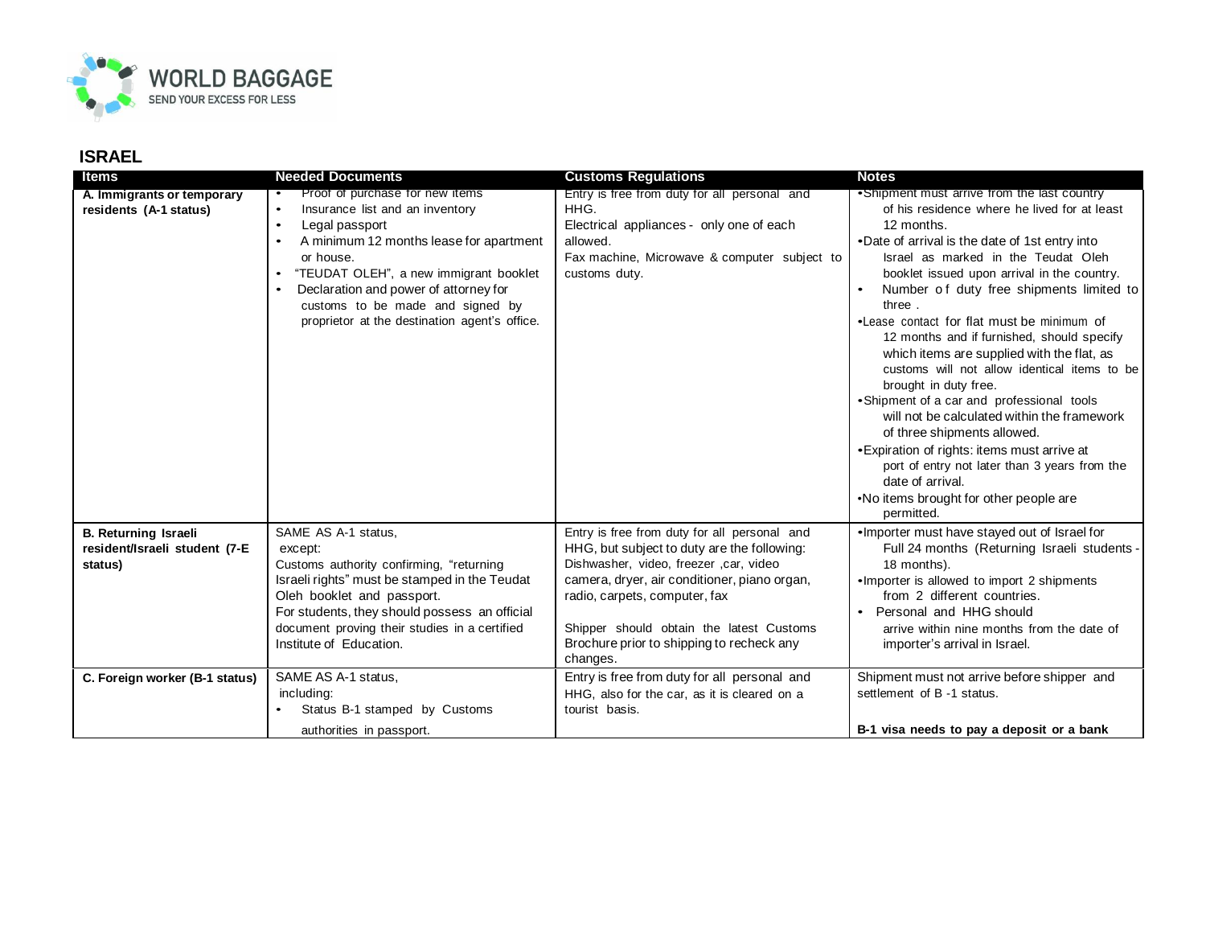# ISRAEL

| Items | Needed Documents | Customs Regulations | Notes |
|---|---|---|---|
| **A. Immigrants or temporary residents (A-1 status)** | • Proof of purchase for new items<br>• Insurance list and an inventory<br>• Legal passport<br>• A minimum 12 months lease for apartment or house.<br>• "TEUDAT OLEH", a new immigrant booklet<br>• Declaration and power of attorney for customs to be made and signed by proprietor at the destination agent's office. | Entry is free from duty for all personal and HHG.<br>Electrical appliances - only one of each allowed.<br>Fax machine, Microwave & computer subject to customs duty. | • Shipment must arrive from the last country of his residence where he lived for at least 12 months.<br>• Date of arrival is the date of 1st entry into Israel as marked in the Teudat Oleh booklet issued upon arrival in the country.<br>• Number of duty free shipments limited to three .<br>• Lease contact for flat must be minimum of 12 months and if furnished, should specify which items are supplied with the flat, as customs will not allow identical items to be brought in duty free.<br>• Shipment of a car and professional tools will not be calculated within the framework of three shipments allowed.<br>• Expiration of rights: items must arrive at port of entry not later than 3 years from the date of arrival.<br>• No items brought for other people are permitted. |
| **B. Returning Israeli resident/Israeli student (7-E status)** | SAME AS A-1 status,<br>except:<br>Customs authority confirming, "returning Israeli rights" must be stamped in the Teudat Oleh booklet and passport.<br>For students, they should possess an official document proving their studies in a certified Institute of Education. | Entry is free from duty for all personal and HHG, but subject to duty are the following: Dishwasher, video, freezer ,car, video camera, dryer, air conditioner, piano organ, radio, carpets, computer, fax<br><br>Shipper should obtain the latest Customs Brochure prior to shipping to recheck any changes. | • Importer must have stayed out of Israel for Full 24 months (Returning Israeli students - 18 months).<br>• Importer is allowed to import 2 shipments from 2 different countries.<br>• Personal and HHG should arrive within nine months from the date of importer's arrival in Israel. |
| **C. Foreign worker (B-1 status)** | SAME AS A-1 status,<br>including:<br>• Status B-1 stamped by Customs authorities in passport. | Entry is free from duty for all personal and HHG, also for the car, as it is cleared on a tourist basis. | Shipment must not arrive before shipper and settlement of B -1 status.<br><br>**B-1 visa needs to pay a deposit or a bank** |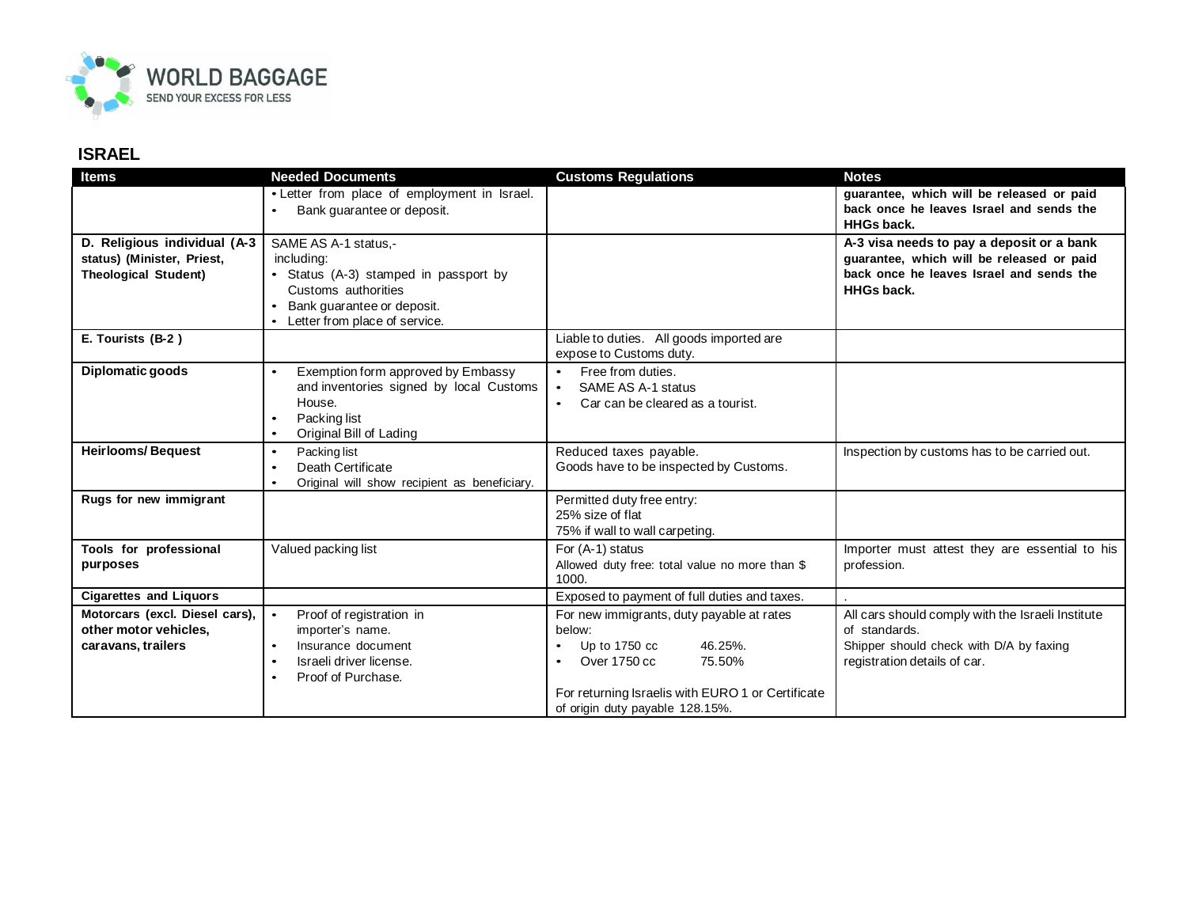## ISRAEL

| Items | Needed Documents | Customs Regulations | Notes |
|---|---|---|---|
| | • Letter from place of employment in Israel.<br>• Bank guarantee or deposit. | | **guarantee, which will be released or paid back once he leaves Israel and sends the HHGs back.** |
| **D. Religious individual (A-3 status) (Minister, Priest, Theological Student)** | SAME AS A-1 status,- including:<br>• Status (A-3) stamped in passport by Customs authorities<br>• Bank guarantee or deposit.<br>• Letter from place of service. | | **A-3 visa needs to pay a deposit or a bank guarantee, which will be released or paid back once he leaves Israel and sends the HHGs back.** |
| **E. Tourists (B-2 )** | | Liable to duties. All goods imported are expose to Customs duty. | |
| **Diplomatic goods** | • Exemption form approved by Embassy and inventories signed by local Customs House.<br>• Packing list<br>• Original Bill of Lading | • Free from duties.<br>• SAME AS A-1 status<br>• Car can be cleared as a tourist. | |
| **Heirlooms/ Bequest** | • Packing list<br>• Death Certificate<br>• Original will show recipient as beneficiary. | Reduced taxes payable.<br>Goods have to be inspected by Customs. | Inspection by customs has to be carried out. |
| **Rugs for new immigrant** | | Permitted duty free entry:<br>25% size of flat<br>75% if wall to wall carpeting. | |
| **Tools for professional purposes** | Valued packing list | For (A-1) status<br>Allowed duty free: total value no more than $ 1000. | Importer must attest they are essential to his profession. |
| **Cigarettes and Liquors** | | Exposed to payment of full duties and taxes. | . |
| **Motorcars (excl. Diesel cars), other motor vehicles, caravans, trailers** | • Proof of registration in importer's name.<br>• Insurance document<br>• Israeli driver license.<br>• Proof of Purchase. | For new immigrants, duty payable at rates below:<br>• Up to 1750 cc 46.25%.<br>• Over 1750 cc 75.50%<br><br>For returning Israelis with EURO 1 or Certificate of origin duty payable 128.15%. | All cars should comply with the Israeli Institute of standards.<br>Shipper should check with D/A by faxing registration details of car. |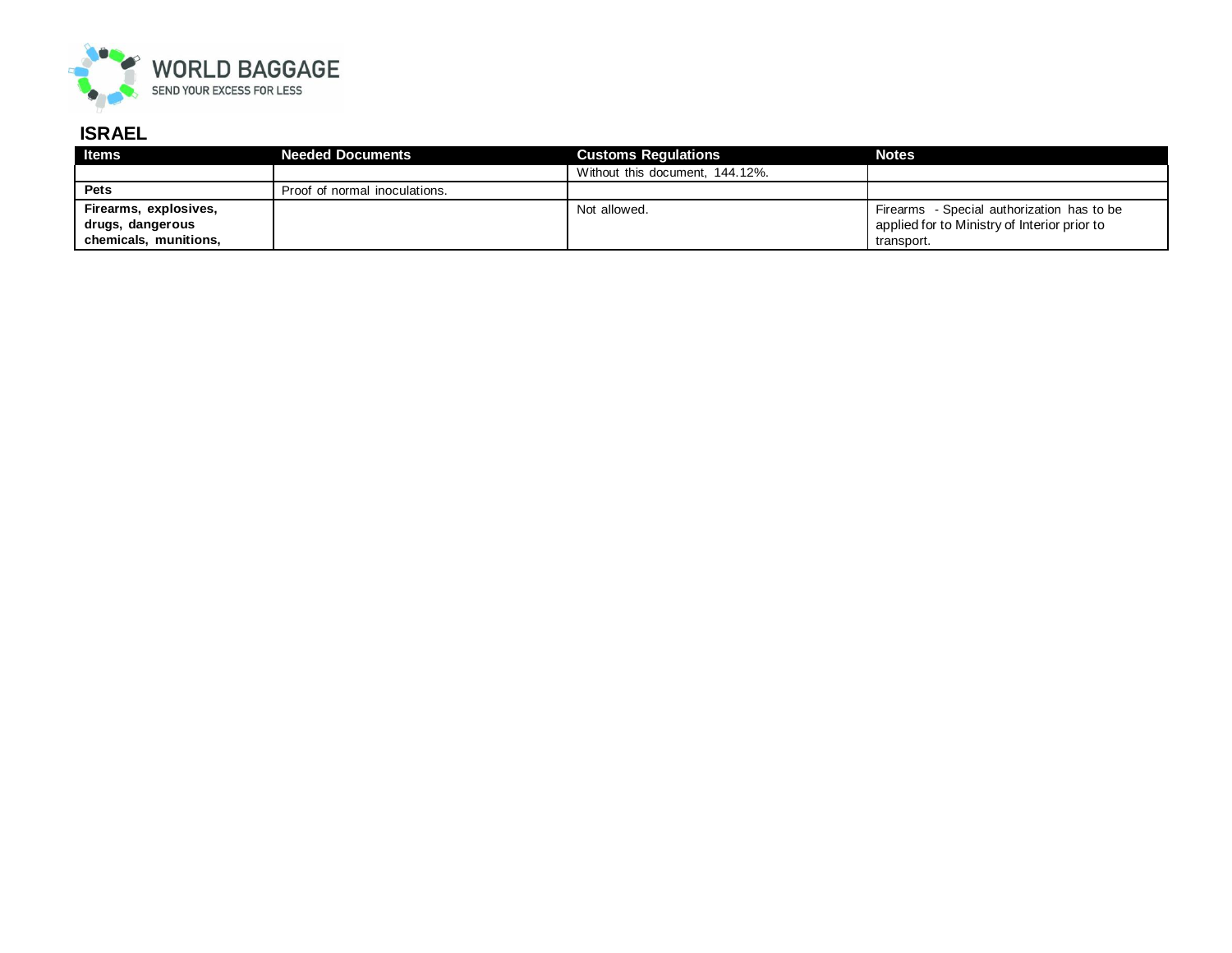## ISRAEL

| Items | Needed Documents | Customs Regulations | Notes |
|---|---|---|---|
| | | Without this document, 144.12%. | |
| **Pets** | Proof of normal inoculations. | | |
| **Firearms, explosives, drugs, dangerous chemicals, munitions,** | | Not allowed. | Firearms - Special authorization has to be applied for to Ministry of Interior prior to transport. |